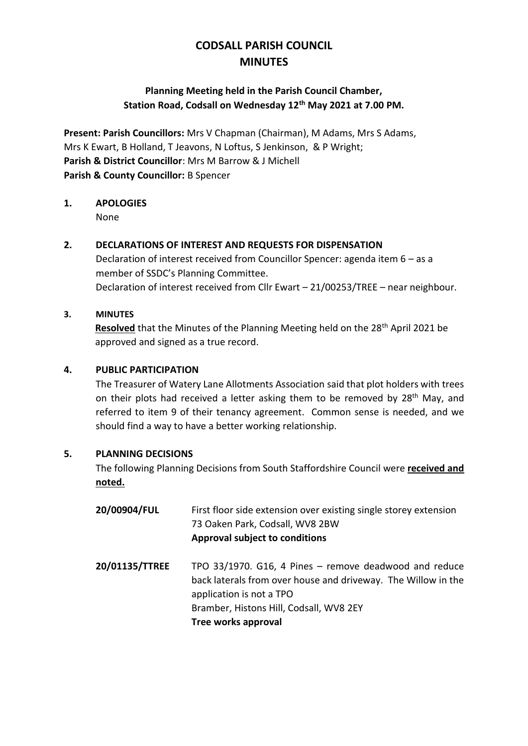# CODSALL PARISH COUNCIL
# MINUTES

## Planning Meeting held in the Parish Council Chamber, Station Road, Codsall on Wednesday 12th May 2021 at 7.00 PM.

**Present: Parish Councillors:** Mrs V Chapman (Chairman), M Adams, Mrs S Adams, Mrs K Ewart, B Holland, T Jeavons, N Loftus, S Jenkinson, & P Wright;
**Parish & District Councillor**: Mrs M Barrow & J Michell
**Parish & County Councillor:** B Spencer

**1. APOLOGIES**

None

**2. DECLARATIONS OF INTEREST AND REQUESTS FOR DISPENSATION**

Declaration of interest received from Councillor Spencer: agenda item 6 – as a member of SSDC's Planning Committee.
Declaration of interest received from Cllr Ewart – 21/00253/TREE – near neighbour.

**3. MINUTES**

**Resolved** that the Minutes of the Planning Meeting held on the 28th April 2021 be approved and signed as a true record.

**4. PUBLIC PARTICIPATION**

The Treasurer of Watery Lane Allotments Association said that plot holders with trees on their plots had received a letter asking them to be removed by 28th May, and referred to item 9 of their tenancy agreement. Common sense is needed, and we should find a way to have a better working relationship.

**5. PLANNING DECISIONS**

The following Planning Decisions from South Staffordshire Council were **received and noted.**

| | |
|---|---|
| **20/00904/FUL** | First floor side extension over existing single storey extension<br>73 Oaken Park, Codsall, WV8 2BW<br>**Approval subject to conditions** |
| **20/01135/TTREE** | TPO 33/1970. G16, 4 Pines – remove deadwood and reduce back laterals from over house and driveway. The Willow in the application is not a TPO<br>Bramber, Histons Hill, Codsall, WV8 2EY<br>**Tree works approval** |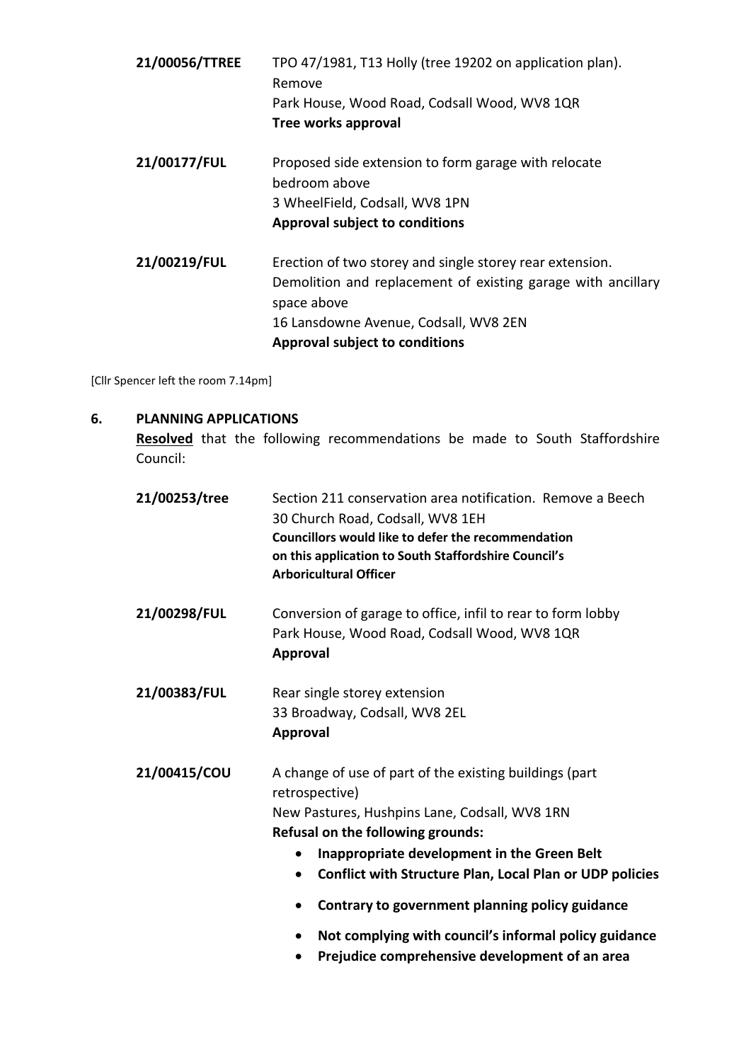**21/00056/TTREE** TPO 47/1981, T13 Holly (tree 19202 on application plan). Remove
Park House, Wood Road, Codsall Wood, WV8 1QR
**Tree works approval**

**21/00177/FUL** Proposed side extension to form garage with relocate bedroom above
3 WheelField, Codsall, WV8 1PN
**Approval subject to conditions**

**21/00219/FUL** Erection of two storey and single storey rear extension. Demolition and replacement of existing garage with ancillary space above
16 Lansdowne Avenue, Codsall, WV8 2EN
**Approval subject to conditions**

[Cllr Spencer left the room 7.14pm]

## 6. PLANNING APPLICATIONS

**Resolved** that the following recommendations be made to South Staffordshire Council:

**21/00253/tree** Section 211 conservation area notification. Remove a Beech
30 Church Road, Codsall, WV8 1EH
**Councillors would like to defer the recommendation on this application to South Staffordshire Council's Arboricultural Officer**

**21/00298/FUL** Conversion of garage to office, infil to rear to form lobby
Park House, Wood Road, Codsall Wood, WV8 1QR
**Approval**

**21/00383/FUL** Rear single storey extension
33 Broadway, Codsall, WV8 2EL
**Approval**

**21/00415/COU** A change of use of part of the existing buildings (part retrospective)
New Pastures, Hushpins Lane, Codsall, WV8 1RN
**Refusal on the following grounds:**

- **Inappropriate development in the Green Belt**
- **Conflict with Structure Plan, Local Plan or UDP policies**
- **Contrary to government planning policy guidance**
- **Not complying with council's informal policy guidance**
- **Prejudice comprehensive development of an area**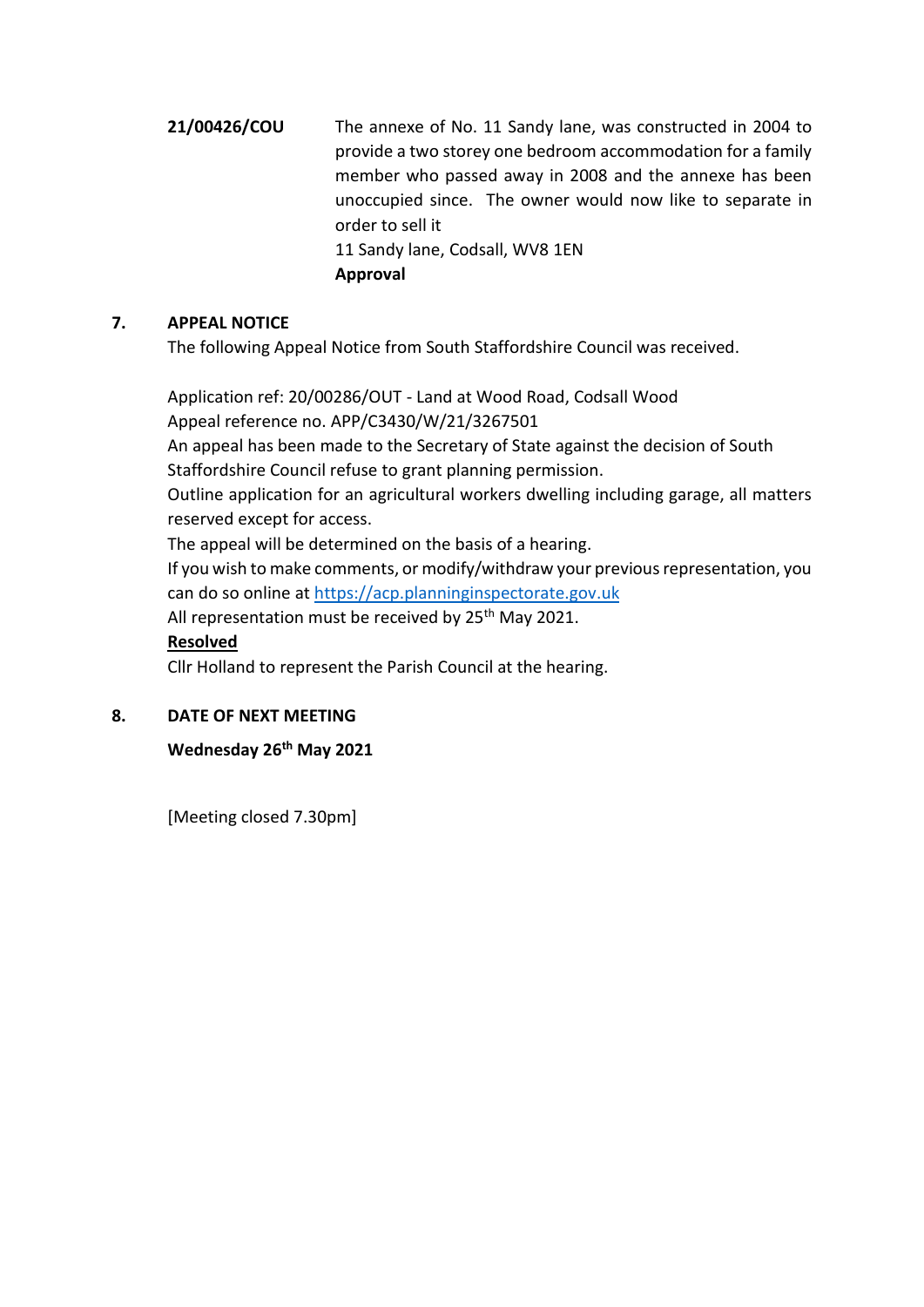**21/00426/COU** The annexe of No. 11 Sandy lane, was constructed in 2004 to provide a two storey one bedroom accommodation for a family member who passed away in 2008 and the annexe has been unoccupied since. The owner would now like to separate in order to sell it
11 Sandy lane, Codsall, WV8 1EN
**Approval**

## 7. APPEAL NOTICE

The following Appeal Notice from South Staffordshire Council was received.

Application ref: 20/00286/OUT - Land at Wood Road, Codsall Wood
Appeal reference no. APP/C3430/W/21/3267501
An appeal has been made to the Secretary of State against the decision of South Staffordshire Council refuse to grant planning permission.
Outline application for an agricultural workers dwelling including garage, all matters reserved except for access.
The appeal will be determined on the basis of a hearing.
If you wish to make comments, or modify/withdraw your previous representation, you can do so online at https://acp.planninginspectorate.gov.uk
All representation must be received by 25th May 2021.

**Resolved**

Cllr Holland to represent the Parish Council at the hearing.

## 8. DATE OF NEXT MEETING

**Wednesday 26th May 2021**

[Meeting closed 7.30pm]